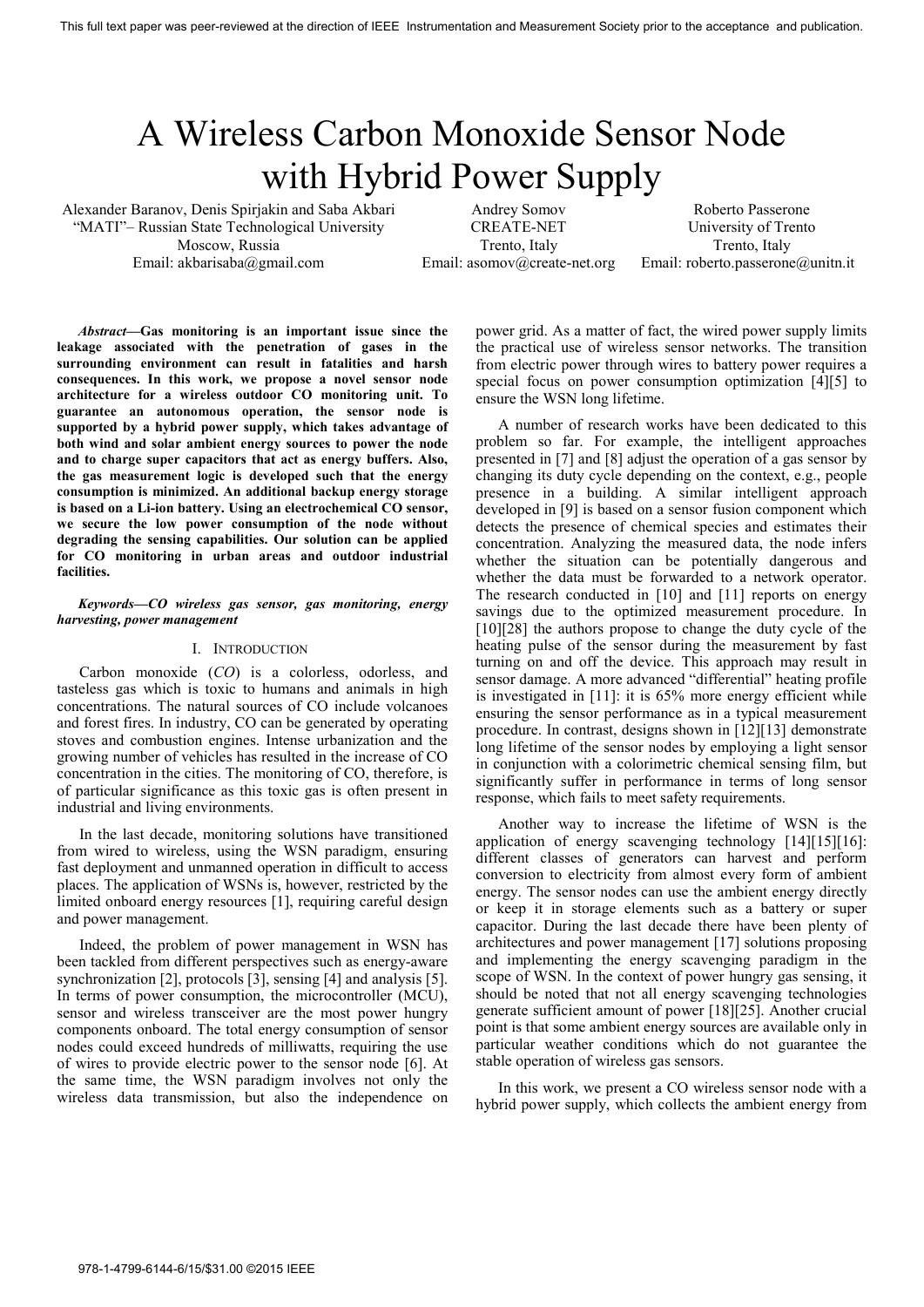# A Wireless Carbon Monoxide Sensor Node with Hybrid Power Supply

Alexander Baranov, Denis Spirjakin and Saba Akbari
"MATI"– Russian State Technological University
Moscow, Russia
Email: akbarisaba@gmail.com

Andrey Somov
CREATE-NET
Trento, Italy
Email: asomov@create-net.org

Roberto Passerone
University of Trento
Trento, Italy
Email: roberto.passerone@unitn.it

***Abstract*—Gas monitoring is an important issue since the leakage associated with the penetration of gases in the surrounding environment can result in fatalities and harsh consequences. In this work, we propose a novel sensor node architecture for a wireless outdoor CO monitoring unit. To guarantee an autonomous operation, the sensor node is supported by a hybrid power supply, which takes advantage of both wind and solar ambient energy sources to power the node and to charge super capacitors that act as energy buffers. Also, the gas measurement logic is developed such that the energy consumption is minimized. An additional backup energy storage is based on a Li-ion battery. Using an electrochemical CO sensor, we secure the low power consumption of the node without degrading the sensing capabilities. Our solution can be applied for CO monitoring in urban areas and outdoor industrial facilities.**

***Keywords—CO wireless gas sensor, gas monitoring, energy harvesting, power management***

## I. Introduction

Carbon monoxide (*CO*) is a colorless, odorless, and tasteless gas which is toxic to humans and animals in high concentrations. The natural sources of CO include volcanoes and forest fires. In industry, CO can be generated by operating stoves and combustion engines. Intense urbanization and the growing number of vehicles has resulted in the increase of CO concentration in the cities. The monitoring of CO, therefore, is of particular significance as this toxic gas is often present in industrial and living environments.

In the last decade, monitoring solutions have transitioned from wired to wireless, using the WSN paradigm, ensuring fast deployment and unmanned operation in difficult to access places. The application of WSNs is, however, restricted by the limited onboard energy resources [1], requiring careful design and power management.

Indeed, the problem of power management in WSN has been tackled from different perspectives such as energy-aware synchronization [2], protocols [3], sensing [4] and analysis [5]. In terms of power consumption, the microcontroller (MCU), sensor and wireless transceiver are the most power hungry components onboard. The total energy consumption of sensor nodes could exceed hundreds of milliwatts, requiring the use of wires to provide electric power to the sensor node [6]. At the same time, the WSN paradigm involves not only the wireless data transmission, but also the independence on power grid. As a matter of fact, the wired power supply limits the practical use of wireless sensor networks. The transition from electric power through wires to battery power requires a special focus on power consumption optimization [4][5] to ensure the WSN long lifetime.

A number of research works have been dedicated to this problem so far. For example, the intelligent approaches presented in [7] and [8] adjust the operation of a gas sensor by changing its duty cycle depending on the context, e.g., people presence in a building. A similar intelligent approach developed in [9] is based on a sensor fusion component which detects the presence of chemical species and estimates their concentration. Analyzing the measured data, the node infers whether the situation can be potentially dangerous and whether the data must be forwarded to a network operator. The research conducted in [10] and [11] reports on energy savings due to the optimized measurement procedure. In [10][28] the authors propose to change the duty cycle of the heating pulse of the sensor during the measurement by fast turning on and off the device. This approach may result in sensor damage. A more advanced "differential" heating profile is investigated in [11]: it is 65% more energy efficient while ensuring the sensor performance as in a typical measurement procedure. In contrast, designs shown in [12][13] demonstrate long lifetime of the sensor nodes by employing a light sensor in conjunction with a colorimetric chemical sensing film, but significantly suffer in performance in terms of long sensor response, which fails to meet safety requirements.

Another way to increase the lifetime of WSN is the application of energy scavenging technology [14][15][16]: different classes of generators can harvest and perform conversion to electricity from almost every form of ambient energy. The sensor nodes can use the ambient energy directly or keep it in storage elements such as a battery or super capacitor. During the last decade there have been plenty of architectures and power management [17] solutions proposing and implementing the energy scavenging paradigm in the scope of WSN. In the context of power hungry gas sensing, it should be noted that not all energy scavenging technologies generate sufficient amount of power [18][25]. Another crucial point is that some ambient energy sources are available only in particular weather conditions which do not guarantee the stable operation of wireless gas sensors.

In this work, we present a CO wireless sensor node with a hybrid power supply, which collects the ambient energy from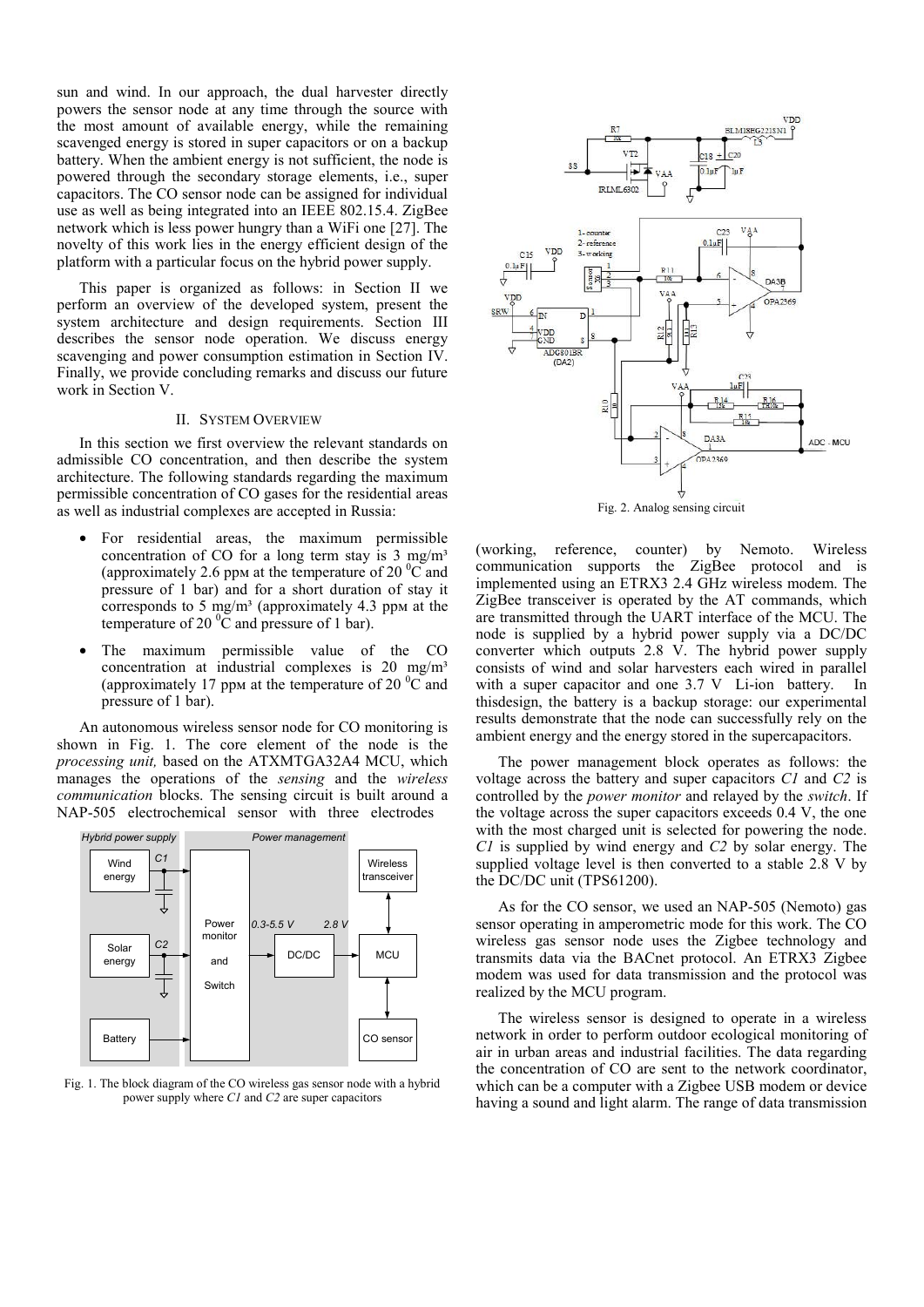sun and wind. In our approach, the dual harvester directly powers the sensor node at any time through the source with the most amount of available energy, while the remaining scavenged energy is stored in super capacitors or on a backup battery. When the ambient energy is not sufficient, the node is powered through the secondary storage elements, i.e., super capacitors. The CO sensor node can be assigned for individual use as well as being integrated into an IEEE 802.15.4. ZigBee network which is less power hungry than a WiFi one [27]. The novelty of this work lies in the energy efficient design of the platform with a particular focus on the hybrid power supply.

This paper is organized as follows: in Section II we perform an overview of the developed system, present the system architecture and design requirements. Section III describes the sensor node operation. We discuss energy scavenging and power consumption estimation in Section IV. Finally, we provide concluding remarks and discuss our future work in Section V.

## II. System Overview

In this section we first overview the relevant standards on admissible CO concentration, and then describe the system architecture. The following standards regarding the maximum permissible concentration of CO gases for the residential areas as well as industrial complexes are accepted in Russia:

- For residential areas, the maximum permissible concentration of CO for a long term stay is 3 mg/m³ (approximately 2.6 ppм at the temperature of 20 $^0$C and pressure of 1 bar) and for a short duration of stay it corresponds to 5 mg/m³ (approximately 4.3 ppм at the temperature of 20 $^0$C and pressure of 1 bar).
- The maximum permissible value of the CO concentration at industrial complexes is 20 mg/m³ (approximately 17 ppм at the temperature of 20 $^0$C and pressure of 1 bar).

An autonomous wireless sensor node for CO monitoring is shown in Fig. 1. The core element of the node is the *processing unit,* based on the ATXMTGA32A4 MCU, which manages the operations of the *sensing* and the *wireless communication* blocks. The sensing circuit is built around a NAP-505 electrochemical sensor with three electrodes (working, reference, counter) by Nemoto. Wireless communication supports the ZigBee protocol and is implemented using an ETRX3 2.4 GHz wireless modem. The ZigBee transceiver is operated by the AT commands, which are transmitted through the UART interface of the MCU. The node is supplied by a hybrid power supply via a DC/DC converter which outputs 2.8 V. The hybrid power supply consists of wind and solar harvesters each wired in parallel with a super capacitor and one 3.7 V Li-ion battery. In thisdesign, the battery is a backup storage: our experimental results demonstrate that the node can successfully rely on the ambient energy and the energy stored in the supercapacitors.

Fig. 1. The block diagram of the CO wireless gas sensor node with a hybrid power supply where *C1* and *C2* are super capacitors

Fig. 2. Analog sensing circuit

The power management block operates as follows: the voltage across the battery and super capacitors *C1* and *C2* is controlled by the *power monitor* and relayed by the *switch*. If the voltage across the super capacitors exceeds 0.4 V, the one with the most charged unit is selected for powering the node. *C1* is supplied by wind energy and *C2* by solar energy. The supplied voltage level is then converted to a stable 2.8 V by the DC/DC unit (TPS61200).

As for the CO sensor, we used an NAP-505 (Nemoto) gas sensor operating in amperometric mode for this work. The CO wireless gas sensor node uses the Zigbee technology and transmits data via the BACnet protocol. An ETRX3 Zigbee modem was used for data transmission and the protocol was realized by the MCU program.

The wireless sensor is designed to operate in a wireless network in order to perform outdoor ecological monitoring of air in urban areas and industrial facilities. The data regarding the concentration of CO are sent to the network coordinator, which can be a computer with a Zigbee USB modem or device having a sound and light alarm. The range of data transmission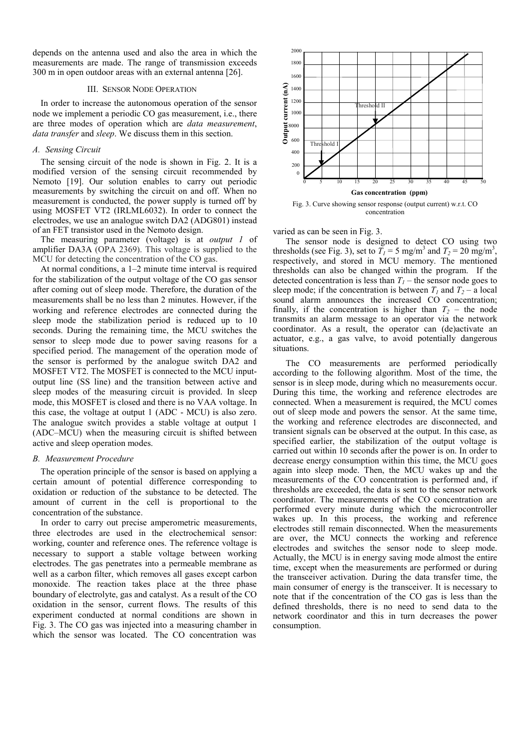depends on the antenna used and also the area in which the measurements are made. The range of transmission exceeds 300 m in open outdoor areas with an external antenna [26].

## III. Sensor Node Operation

In order to increase the autonomous operation of the sensor node we implement a periodic CO gas measurement, i.e., there are three modes of operation which are *data measurement*, *data transfer* and *sleep*. We discuss them in this section.

### *A. Sensing Circuit*

The sensing circuit of the node is shown in Fig. 2. It is a modified version of the sensing circuit recommended by Nemoto [19]. Our solution enables to carry out periodic measurements by switching the circuit on and off. When no measurement is conducted, the power supply is turned off by using MOSFET VT2 (IRLML6032). In order to connect the electrodes, we use an analogue switch DA2 (ADG801) instead of an FET transistor used in the Nemoto design.

The measuring parameter (voltage) is at *output 1* of amplifier DA3A (OPA 2369). This voltage is supplied to the MCU for detecting the concentration of the CO gas.

At normal conditions, a 1–2 minute time interval is required for the stabilization of the output voltage of the CO gas sensor after coming out of sleep mode. Therefore, the duration of the measurements shall be no less than 2 minutes. However, if the working and reference electrodes are connected during the sleep mode the stabilization period is reduced up to 10 seconds. During the remaining time, the MCU switches the sensor to sleep mode due to power saving reasons for a specified period. The management of the operation mode of the sensor is performed by the analogue switch DA2 and MOSFET VT2. The MOSFET is connected to the MCU input-output line (SS line) and the transition between active and sleep modes of the measuring circuit is provided. In sleep mode, this MOSFET is closed and there is no VAA voltage. In this case, the voltage at output 1 (ADC - MCU) is also zero. The analogue switch provides a stable voltage at output 1 (ADC–MCU) when the measuring circuit is shifted between active and sleep operation modes.

### *B. Measurement Procedure*

The operation principle of the sensor is based on applying a certain amount of potential difference corresponding to oxidation or reduction of the substance to be detected. The amount of current in the cell is proportional to the concentration of the substance.

In order to carry out precise amperometric measurements, three electrodes are used in the electrochemical sensor: working, counter and reference ones. The reference voltage is necessary to support a stable voltage between working electrodes. The gas penetrates into a permeable membrane as well as a carbon filter, which removes all gases except carbon monoxide. The reaction takes place at the three phase boundary of electrolyte, gas and catalyst. As a result of the CO oxidation in the sensor, current flows. The results of this experiment conducted at normal conditions are shown in Fig. 3. The CO gas was injected into a measuring chamber in which the sensor was located. The CO concentration was varied as can be seen in Fig. 3.

Fig. 3. Curve showing sensor response (output current) w.r.t. CO concentration

The sensor node is designed to detect CO using two thresholds (see Fig. 3), set to $T_1 = 5$ mg/m$^3$ and $T_2 = 20$ mg/m$^3$, respectively, and stored in MCU memory. The mentioned thresholds can also be changed within the program. If the detected concentration is less than $T_1$ – the sensor node goes to sleep mode; if the concentration is between $T_1$ and $T_2$ – a local sound alarm announces the increased CO concentration; finally, if the concentration is higher than $T_2$ – the node transmits an alarm message to an operator via the network coordinator. As a result, the operator can (de)activate an actuator, e.g., a gas valve, to avoid potentially dangerous situations.

The CO measurements are performed periodically according to the following algorithm. Most of the time, the sensor is in sleep mode, during which no measurements occur. During this time, the working and reference electrodes are connected. When a measurement is required, the MCU comes out of sleep mode and powers the sensor. At the same time, the working and reference electrodes are disconnected, and transient signals can be observed at the output. In this case, as specified earlier, the stabilization of the output voltage is carried out within 10 seconds after the power is on. In order to decrease energy consumption within this time, the MCU goes again into sleep mode. Then, the MCU wakes up and the measurements of the CO concentration is performed and, if thresholds are exceeded, the data is sent to the sensor network coordinator. The measurements of the CO concentration are performed every minute during which the microcontroller wakes up. In this process, the working and reference electrodes still remain disconnected. When the measurements are over, the MCU connects the working and reference electrodes and switches the sensor node to sleep mode. Actually, the MCU is in energy saving mode almost the entire time, except when the measurements are performed or during the transceiver activation. During the data transfer time, the main consumer of energy is the transceiver. It is necessary to note that if the concentration of the CO gas is less than the defined thresholds, there is no need to send data to the network coordinator and this in turn decreases the power consumption.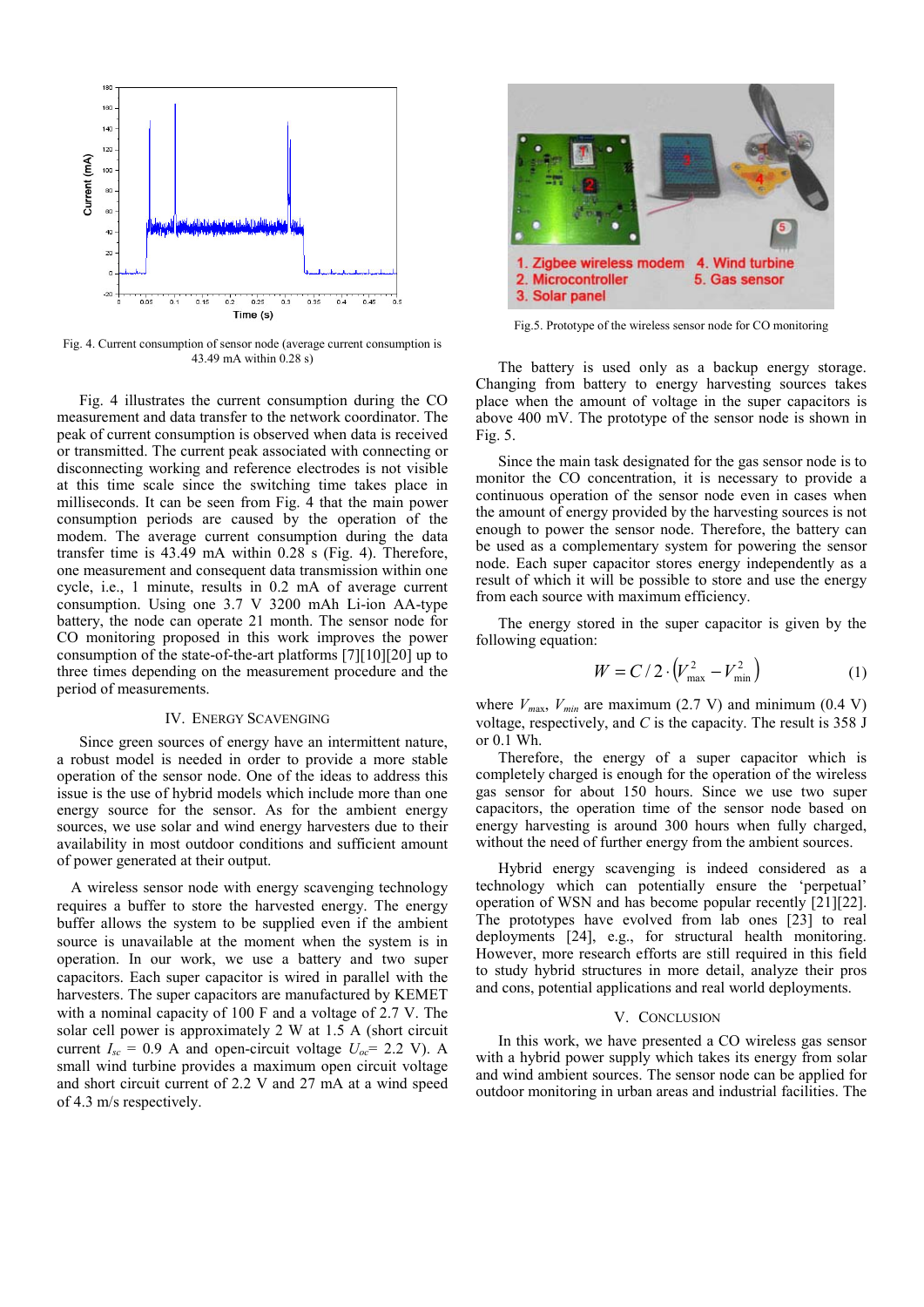Fig. 4. Current consumption of sensor node (average current consumption is 43.49 mA within 0.28 s)

Fig. 4 illustrates the current consumption during the CO measurement and data transfer to the network coordinator. The peak of current consumption is observed when data is received or transmitted. The current peak associated with connecting or disconnecting working and reference electrodes is not visible at this time scale since the switching time takes place in milliseconds. It can be seen from Fig. 4 that the main power consumption periods are caused by the operation of the modem. The average current consumption during the data transfer time is 43.49 mA within 0.28 s (Fig. 4). Therefore, one measurement and consequent data transmission within one cycle, i.e., 1 minute, results in 0.2 mA of average current consumption. Using one 3.7 V 3200 mAh Li-ion AA-type battery, the node can operate 21 month. The sensor node for CO monitoring proposed in this work improves the power consumption of the state-of-the-art platforms [7][10][20] up to three times depending on the measurement procedure and the period of measurements.

## IV. Energy Scavenging

Since green sources of energy have an intermittent nature, a robust model is needed in order to provide a more stable operation of the sensor node. One of the ideas to address this issue is the use of hybrid models which include more than one energy source for the sensor. As for the ambient energy sources, we use solar and wind energy harvesters due to their availability in most outdoor conditions and sufficient amount of power generated at their output.

A wireless sensor node with energy scavenging technology requires a buffer to store the harvested energy. The energy buffer allows the system to be supplied even if the ambient source is unavailable at the moment when the system is in operation. In our work, we use a battery and two super capacitors. Each super capacitor is wired in parallel with the harvesters. The super capacitors are manufactured by KEMET with a nominal capacity of 100 F and a voltage of 2.7 V. The solar cell power is approximately 2 W at 1.5 A (short circuit current $I_{sc}$ = 0.9 A and open-circuit voltage $U_{oc}$= 2.2 V). A small wind turbine provides a maximum open circuit voltage and short circuit current of 2.2 V and 27 mA at a wind speed of 4.3 m/s respectively.

Fig.5. Prototype of the wireless sensor node for CO monitoring

The battery is used only as a backup energy storage. Changing from battery to energy harvesting sources takes place when the amount of voltage in the super capacitors is above 400 mV. The prototype of the sensor node is shown in Fig. 5.

Since the main task designated for the gas sensor node is to monitor the CO concentration, it is necessary to provide a continuous operation of the sensor node even in cases when the amount of energy provided by the harvesting sources is not enough to power the sensor node. Therefore, the battery can be used as a complementary system for powering the sensor node. Each super capacitor stores energy independently as a result of which it will be possible to store and use the energy from each source with maximum efficiency.

The energy stored in the super capacitor is given by the following equation:

$$W = C/2 \cdot \left(V_{\max}^2 - V_{\min}^2\right) \qquad (1)$$

where $V_{max}$, $V_{min}$ are maximum (2.7 V) and minimum (0.4 V) voltage, respectively, and $C$ is the capacity. The result is 358 J or 0.1 Wh.

Therefore, the energy of a super capacitor which is completely charged is enough for the operation of the wireless gas sensor for about 150 hours. Since we use two super capacitors, the operation time of the sensor node based on energy harvesting is around 300 hours when fully charged, without the need of further energy from the ambient sources.

Hybrid energy scavenging is indeed considered as a technology which can potentially ensure the 'perpetual' operation of WSN and has become popular recently [21][22]. The prototypes have evolved from lab ones [23] to real deployments [24], e.g., for structural health monitoring. However, more research efforts are still required in this field to study hybrid structures in more detail, analyze their pros and cons, potential applications and real world deployments.

## V. Conclusion

In this work, we have presented a CO wireless gas sensor with a hybrid power supply which takes its energy from solar and wind ambient sources. The sensor node can be applied for outdoor monitoring in urban areas and industrial facilities. The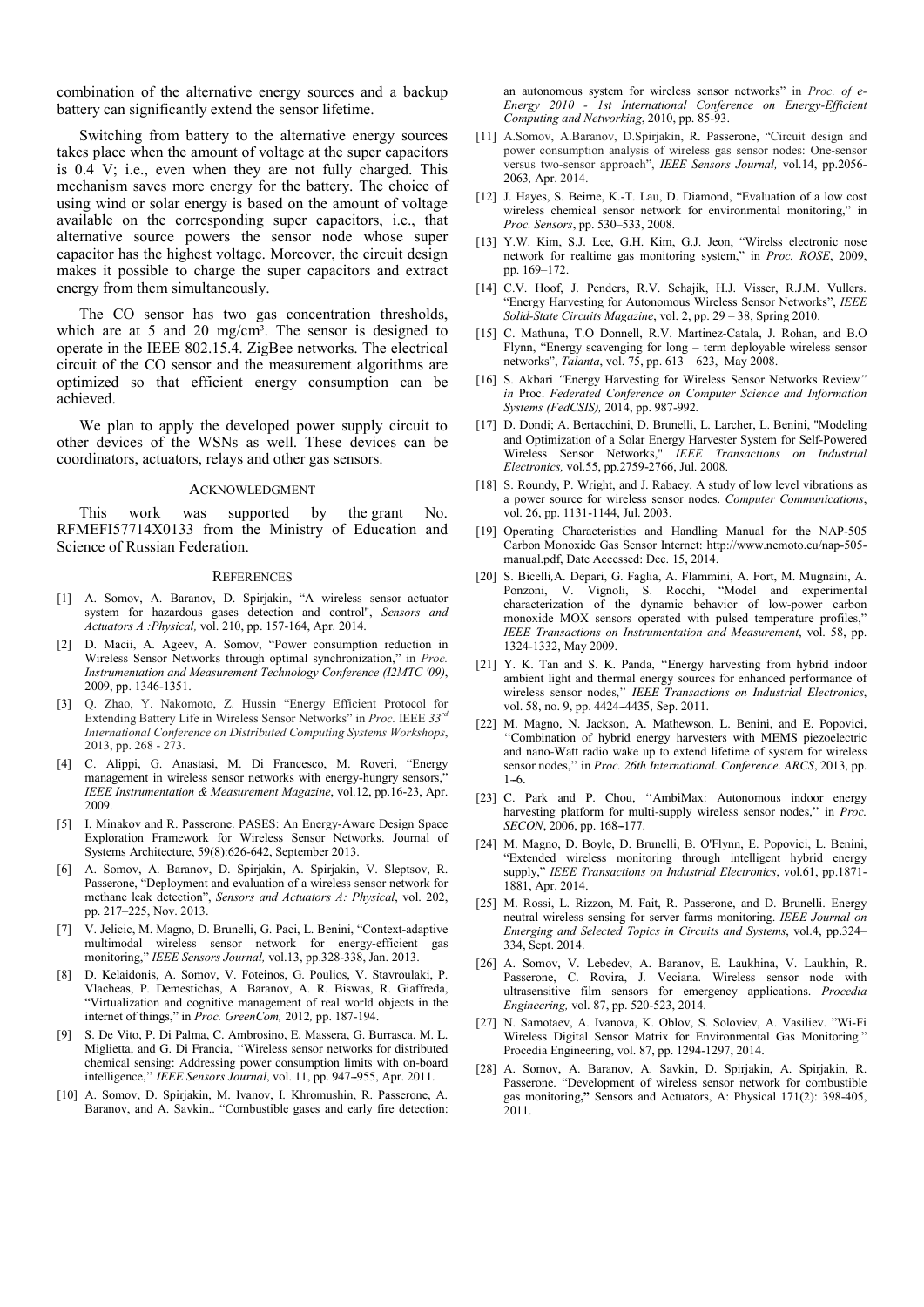combination of the alternative energy sources and a backup battery can significantly extend the sensor lifetime.

Switching from battery to the alternative energy sources takes place when the amount of voltage at the super capacitors is 0.4 V; i.e., even when they are not fully charged. This mechanism saves more energy for the battery. The choice of using wind or solar energy is based on the amount of voltage available on the corresponding super capacitors, i.e., that alternative source powers the sensor node whose super capacitor has the highest voltage. Moreover, the circuit design makes it possible to charge the super capacitors and extract energy from them simultaneously.

The CO sensor has two gas concentration thresholds, which are at 5 and 20 mg/cm³. The sensor is designed to operate in the IEEE 802.15.4. ZigBee networks. The electrical circuit of the CO sensor and the measurement algorithms are optimized so that efficient energy consumption can be achieved.

We plan to apply the developed power supply circuit to other devices of the WSNs as well. These devices can be coordinators, actuators, relays and other gas sensors.

## Acknowledgment

This work was supported by the grant No. RFMEFI57714X0133 from the Ministry of Education and Science of Russian Federation.

## References

[1] A. Somov, A. Baranov, D. Spirjakin, "A wireless sensor–actuator system for hazardous gases detection and control", *Sensors and Actuators A :Physical,* vol. 210, pp. 157-164, Apr. 2014.

[2] D. Macii, A. Ageev, A. Somov, "Power consumption reduction in Wireless Sensor Networks through optimal synchronization," in *Proc. Instrumentation and Measurement Technology Conference (I2MTC '09)*, 2009, pp. 1346-1351.

[3] Q. Zhao, Y. Nakomoto, Z. Hussin "Energy Efficient Protocol for Extending Battery Life in Wireless Sensor Networks" in *Proc.* IEEE *33rd International Conference on Distributed Computing Systems Workshops*, 2013, pp. 268 - 273.

[4] C. Alippi, G. Anastasi, M. Di Francesco, M. Roveri, "Energy management in wireless sensor networks with energy-hungry sensors," *IEEE Instrumentation & Measurement Magazine*, vol.12, pp.16-23, Apr. 2009.

[5] I. Minakov and R. Passerone. PASES: An Energy-Aware Design Space Exploration Framework for Wireless Sensor Networks. Journal of Systems Architecture, 59(8):626-642, September 2013.

[6] A. Somov, A. Baranov, D. Spirjakin, A. Spirjakin, V. Sleptsov, R. Passerone, "Deployment and evaluation of a wireless sensor network for methane leak detection", *Sensors and Actuators A: Physical*, vol. 202, pp. 217–225, Nov. 2013.

[7] V. Jelicic, M. Magno, D. Brunelli, G. Paci, L. Benini, "Context-adaptive multimodal wireless sensor network for energy-efficient gas monitoring," *IEEE Sensors Journal,* vol.13, pp.328-338, Jan. 2013.

[8] D. Kelaidonis, A. Somov, V. Foteinos, G. Poulios, V. Stavroulaki, P. Vlacheas, P. Demestichas, A. Baranov, A. R. Biswas, R. Giaffreda, "Virtualization and cognitive management of real world objects in the internet of things," in *Proc. GreenCom,* 2012*,* pp. 187-194.

[9] S. De Vito, P. Di Palma, C. Ambrosino, E. Massera, G. Burrasca, M. L. Miglietta, and G. Di Francia, ''Wireless sensor networks for distributed chemical sensing: Addressing power consumption limits with on-board intelligence,'' *IEEE Sensors Journal*, vol. 11, pp. 947–955, Apr. 2011.

[10] A. Somov, D. Spirjakin, M. Ivanov, I. Khromushin, R. Passerone, A. Baranov, and A. Savkin.. "Combustible gases and early fire detection: an autonomous system for wireless sensor networks" in *Proc. of e-Energy 2010 - 1st International Conference on Energy-Efficient Computing and Networking*, 2010, pp. 85-93.

[11] A.Somov, A.Baranov, D.Spirjakin, R. Passerone, "Circuit design and power consumption analysis of wireless gas sensor nodes: One-sensor versus two-sensor approach", *IEEE Sensors Journal,* vol.14, pp.2056-2063*,* Apr. 2014.

[12] J. Hayes, S. Beirne, K.-T. Lau, D. Diamond, "Evaluation of a low cost wireless chemical sensor network for environmental monitoring," in *Proc. Sensors*, pp. 530–533, 2008.

[13] Y.W. Kim, S.J. Lee, G.H. Kim, G.J. Jeon, "Wirelss electronic nose network for realtime gas monitoring system," in *Proc. ROSE*, 2009, pp. 169–172.

[14] C.V. Hoof, J. Penders, R.V. Schajik, H.J. Visser, R.J.M. Vullers. "Energy Harvesting for Autonomous Wireless Sensor Networks", *IEEE Solid-State Circuits Magazine*, vol. 2, pp. 29 – 38, Spring 2010.

[15] C. Mathuna, T.O Donnell, R.V. Martinez-Catala, J. Rohan, and B.O Flynn, "Energy scavenging for long – term deployable wireless sensor networks", *Talanta*, vol. 75, pp. 613 – 623, May 2008.

[16] S. Akbari *"*Energy Harvesting for Wireless Sensor Networks Review*" in* Proc. *Federated Conference on Computer Science and Information Systems (FedCSIS),* 2014, pp. 987-992*.*

[17] D. Dondi; A. Bertacchini, D. Brunelli, L. Larcher, L. Benini, "Modeling and Optimization of a Solar Energy Harvester System for Self-Powered Wireless Sensor Networks," *IEEE Transactions on Industrial Electronics,* vol.55, pp.2759-2766, Jul. 2008.

[18] S. Roundy, P. Wright, and J. Rabaey. A study of low level vibrations as a power source for wireless sensor nodes. *Computer Communications*, vol. 26, pp. 1131-1144, Jul. 2003.

[19] Operating Characteristics and Handling Manual for the NAP-505 Carbon Monoxide Gas Sensor Internet: http://www.nemoto.eu/nap-505-manual.pdf, Date Accessed: Dec. 15, 2014.

[20] S. Bicelli,A. Depari, G. Faglia, A. Flammini, A. Fort, M. Mugnaini, A. Ponzoni, V. Vignoli, S. Rocchi, "Model and experimental characterization of the dynamic behavior of low-power carbon monoxide MOX sensors operated with pulsed temperature profiles," *IEEE Transactions on Instrumentation and Measurement*, vol. 58, pp. 1324-1332, May 2009.

[21] Y. K. Tan and S. K. Panda, ''Energy harvesting from hybrid indoor ambient light and thermal energy sources for enhanced performance of wireless sensor nodes,'' *IEEE Transactions on Industrial Electronics*, vol. 58, no. 9, pp. 4424–4435, Sep. 2011.

[22] M. Magno, N. Jackson, A. Mathewson, L. Benini, and E. Popovici, ''Combination of hybrid energy harvesters with MEMS piezoelectric and nano-Watt radio wake up to extend lifetime of system for wireless sensor nodes,'' in *Proc. 26th International. Conference. ARCS*, 2013, pp. 1–6.

[23] C. Park and P. Chou, ''AmbiMax: Autonomous indoor energy harvesting platform for multi-supply wireless sensor nodes,'' in *Proc. SECON*, 2006, pp. 168–177.

[24] M. Magno, D. Boyle, D. Brunelli, B. O'Flynn, E. Popovici, L. Benini, "Extended wireless monitoring through intelligent hybrid energy supply," *IEEE Transactions on Industrial Electronics*, vol.61, pp.1871-1881, Apr. 2014.

[25] M. Rossi, L. Rizzon, M. Fait, R. Passerone, and D. Brunelli. Energy neutral wireless sensing for server farms monitoring. *IEEE Journal on Emerging and Selected Topics in Circuits and Systems*, vol.4, pp.324–334, Sept. 2014.

[26] A. Somov, V. Lebedev, A. Baranov, E. Laukhina, V. Laukhin, R. Passerone, C. Rovira, J. Veciana. Wireless sensor node with ultrasensitive film sensors for emergency applications. *Procedia Engineering,* vol. 87, pp. 520-523, 2014.

[27] N. Samotaev, A. Ivanova, K. Oblov, S. Soloviev, A. Vasiliev. "Wi-Fi Wireless Digital Sensor Matrix for Environmental Gas Monitoring." Procedia Engineering, vol. 87, pp. 1294-1297, 2014.

[28] A. Somov, A. Baranov, A. Savkin, D. Spirjakin, A. Spirjakin, R. Passerone. "Development of wireless sensor network for combustible gas monitoring**,"** Sensors and Actuators, A: Physical 171(2): 398-405, 2011.